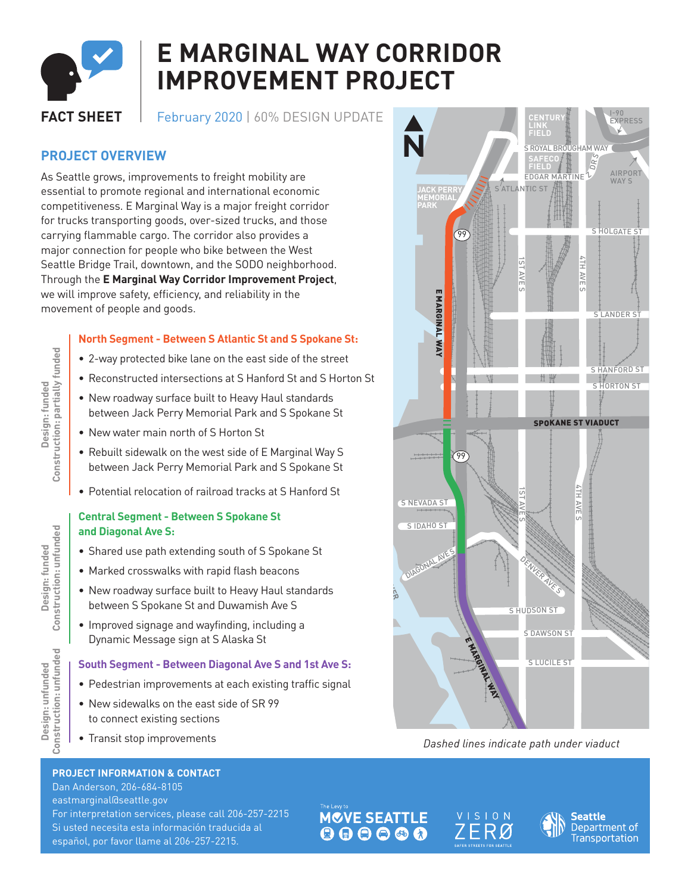# E MARGINAL WAY CORRIDOR IMPROVEMENT PROJECT

**FACT SHEET** | February 2020 | 60% DESIGN UPDATE

## PROJECT OVERVIEW

As Seattle grows, improvements to freight mobility are essential to promote regional and international economic competitiveness. E Marginal Way is a major freight corridor for trucks transporting goods, over-sized trucks, and those carrying flammable cargo. The corridor also provides a major connection for people who bike between the West Seattle Bridge Trail, downtown, and the SODO neighborhood. Through the **E Marginal Way Corridor Improvement Project**, we will improve safety, efficiency, and reliability in the movement of people and goods.

### North Segment - Between S Atlantic St and S Spokane St:

*Design: funded | Construction: partially funded*

- 2-way protected bike lane on the east side of the street
- Reconstructed intersections at S Hanford St and S Horton St
- New roadway surface built to Heavy Haul standards between Jack Perry Memorial Park and S Spokane St
- New water main north of S Horton St
- Rebuilt sidewalk on the west side of E Marginal Way S between Jack Perry Memorial Park and S Spokane St
- Potential relocation of railroad tracks at S Hanford St

### Central Segment - Between S Spokane St and Diagonal Ave S:

*Design: funded | Construction: unfunded*

- Shared use path extending south of S Spokane St
- Marked crosswalks with rapid flash beacons
- New roadway surface built to Heavy Haul standards between S Spokane St and Duwamish Ave S
- Improved signage and wayfinding, including a Dynamic Message sign at S Alaska St

### South Segment - Between Diagonal Ave S and 1st Ave S:

*Design: unfunded | Construction: unfunded*

- Pedestrian improvements at each existing traffic signal
- New sidewalks on the east side of SR 99 to connect existing sections
- Transit stop improvements

*Dashed lines indicate path under viaduct*

## PROJECT INFORMATION & CONTACT

Dan Anderson, 206-684-8105
eastmarginal@seattle.gov
For interpretation services, please call 206-257-2215
Si usted necesita esta información traducida al español, por favor llame al 206-257-2215.

The Levy to MOVE SEATTLE | VISION ZERO – SAFER STREETS FOR SEATTLE | Seattle Department of Transportation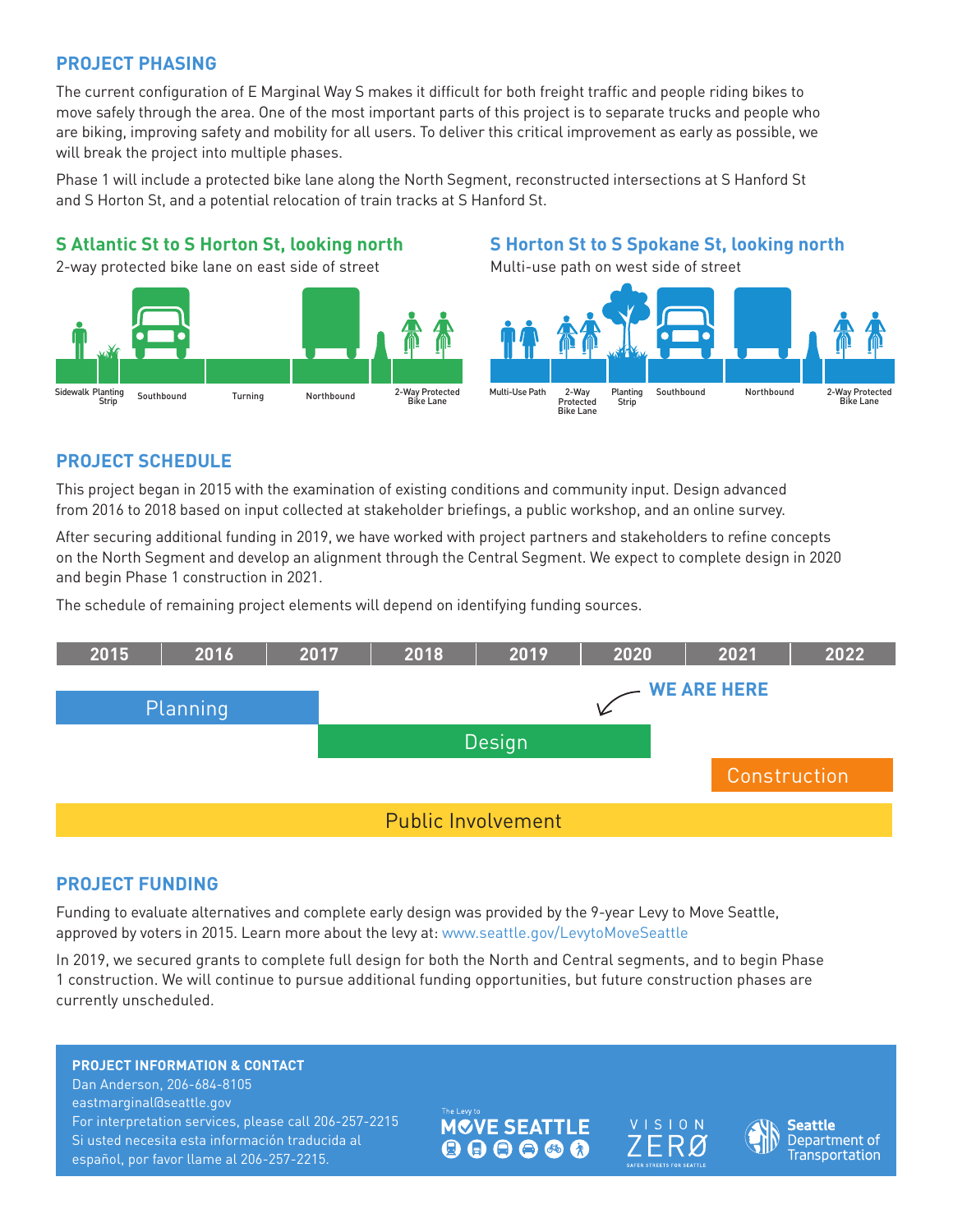## PROJECT PHASING

The current configuration of E Marginal Way S makes it difficult for both freight traffic and people riding bikes to move safely through the area. One of the most important parts of this project is to separate trucks and people who are biking, improving safety and mobility for all users. To deliver this critical improvement as early as possible, we will break the project into multiple phases.

Phase 1 will include a protected bike lane along the North Segment, reconstructed intersections at S Hanford St and S Horton St, and a potential relocation of train tracks at S Hanford St.

### S Atlantic St to S Horton St, looking north

2-way protected bike lane on east side of street

Sidewalk
Planting Strip
Southbound
Turning
Northbound
2-Way Protected Bike Lane

### S Horton St to S Spokane St, looking north

Multi-use path on west side of street

Multi-Use Path
2-Way Protected Bike Lane
Planting Strip
Southbound
Northbound
2-Way Protected Bike Lane

## PROJECT SCHEDULE

This project began in 2015 with the examination of existing conditions and community input. Design advanced from 2016 to 2018 based on input collected at stakeholder briefings, a public workshop, and an online survey.

After securing additional funding in 2019, we have worked with project partners and stakeholders to refine concepts on the North Segment and develop an alignment through the Central Segment. We expect to complete design in 2020 and begin Phase 1 construction in 2021.

The schedule of remaining project elements will depend on identifying funding sources.

2015
2016
2017
2018
2019
2020
2021
2022

WE ARE HERE

Planning
Design
Construction
Public Involvement

## PROJECT FUNDING

Funding to evaluate alternatives and complete early design was provided by the 9-year Levy to Move Seattle, approved by voters in 2015. Learn more about the levy at: www.seattle.gov/LevytoMoveSeattle

In 2019, we secured grants to complete full design for both the North and Central segments, and to begin Phase 1 construction. We will continue to pursue additional funding opportunities, but future construction phases are currently unscheduled.

**PROJECT INFORMATION & CONTACT**
Dan Anderson, 206-684-8105
eastmarginal@seattle.gov
For interpretation services, please call 206-257-2215
Si usted necesita esta información traducida al español, por favor llame al 206-257-2215.

The Levy to MOVE SEATTLE

VISION ZERO
SAFER STREETS FOR SEATTLE

Seattle Department of Transportation